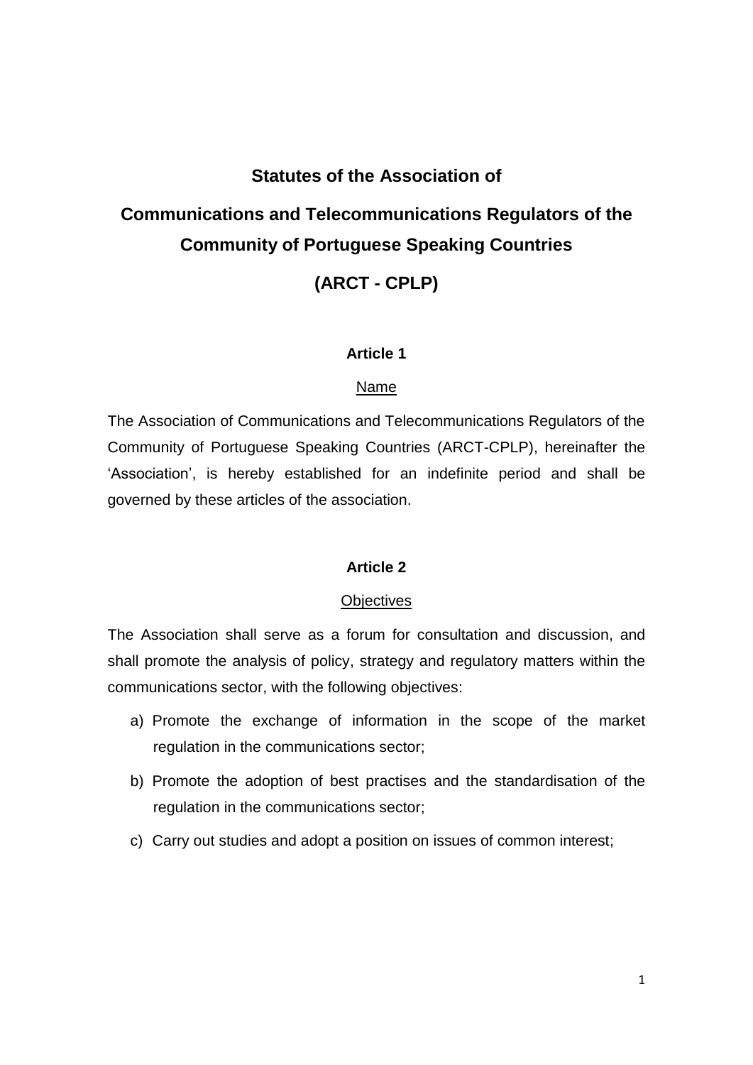# Statutes of the Association of

# Communications and Telecommunications Regulators of the Community of Portuguese Speaking Countries

# (ARCT - CPLP)

## Article 1

<u>Name</u>

The Association of Communications and Telecommunications Regulators of the Community of Portuguese Speaking Countries (ARCT-CPLP), hereinafter the 'Association', is hereby established for an indefinite period and shall be governed by these articles of the association.

## Article 2

<u>Objectives</u>

The Association shall serve as a forum for consultation and discussion, and shall promote the analysis of policy, strategy and regulatory matters within the communications sector, with the following objectives:

a) Promote the exchange of information in the scope of the market regulation in the communications sector;

b) Promote the adoption of best practises and the standardisation of the regulation in the communications sector;

c) Carry out studies and adopt a position on issues of common interest;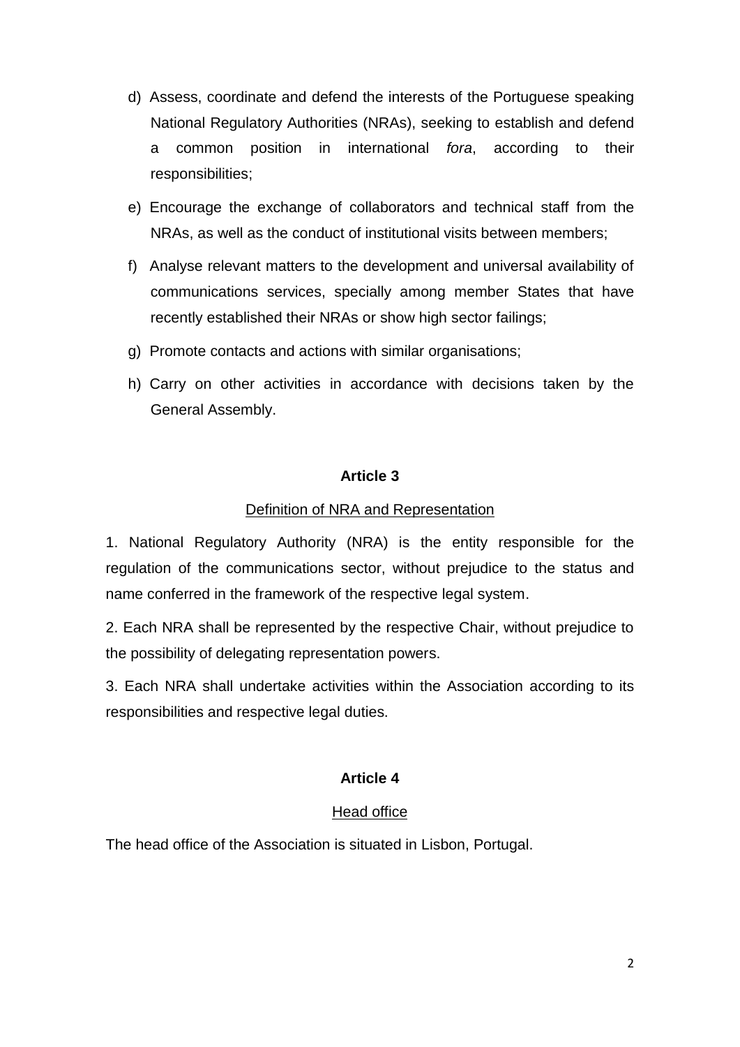d) Assess, coordinate and defend the interests of the Portuguese speaking National Regulatory Authorities (NRAs), seeking to establish and defend a common position in international *fora*, according to their responsibilities;

e) Encourage the exchange of collaborators and technical staff from the NRAs, as well as the conduct of institutional visits between members;

f) Analyse relevant matters to the development and universal availability of communications services, specially among member States that have recently established their NRAs or show high sector failings;

g) Promote contacts and actions with similar organisations;

h) Carry on other activities in accordance with decisions taken by the General Assembly.

**Article 3**

Definition of NRA and Representation

1. National Regulatory Authority (NRA) is the entity responsible for the regulation of the communications sector, without prejudice to the status and name conferred in the framework of the respective legal system.

2. Each NRA shall be represented by the respective Chair, without prejudice to the possibility of delegating representation powers.

3. Each NRA shall undertake activities within the Association according to its responsibilities and respective legal duties.

**Article 4**

Head office

The head office of the Association is situated in Lisbon, Portugal.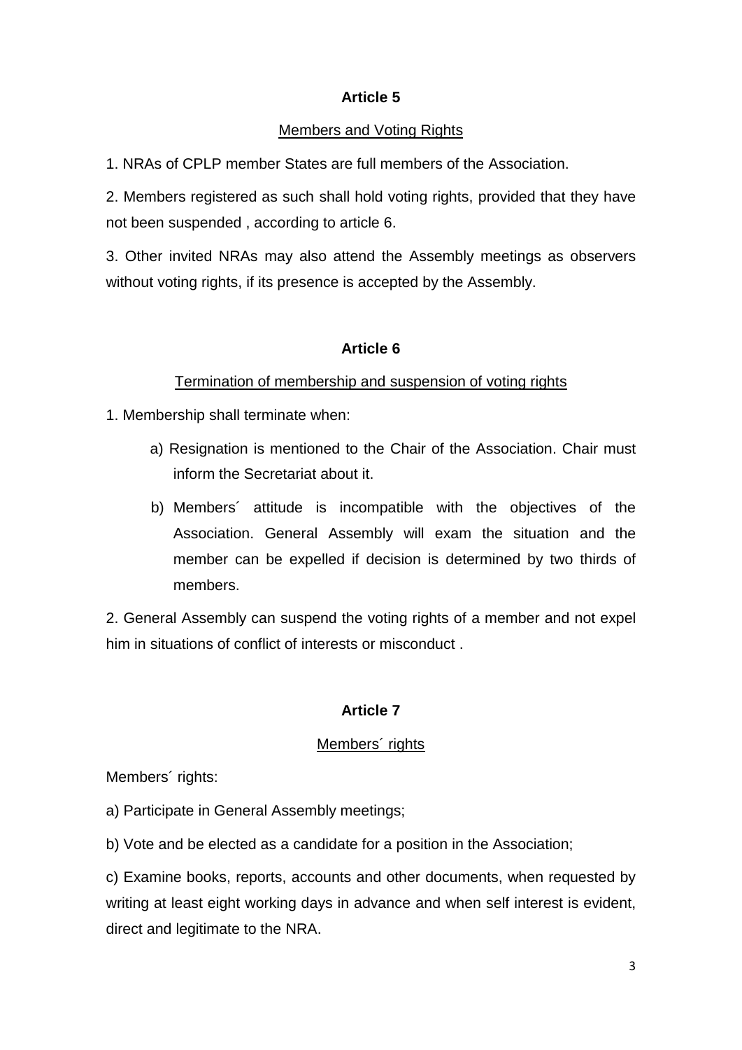## Article 5

Members and Voting Rights

1. NRAs of CPLP member States are full members of the Association.

2. Members registered as such shall hold voting rights, provided that they have not been suspended , according to article 6.

3. Other invited NRAs may also attend the Assembly meetings as observers without voting rights, if its presence is accepted by the Assembly.

## Article 6

Termination of membership and suspension of voting rights

1. Membership shall terminate when:

   a) Resignation is mentioned to the Chair of the Association. Chair must inform the Secretariat about it.

   b) Members´ attitude is incompatible with the objectives of the Association. General Assembly will exam the situation and the member can be expelled if decision is determined by two thirds of members.

2. General Assembly can suspend the voting rights of a member and not expel him in situations of conflict of interests or misconduct .

## Article 7

Members´ rights

Members´ rights:

a) Participate in General Assembly meetings;

b) Vote and be elected as a candidate for a position in the Association;

c) Examine books, reports, accounts and other documents, when requested by writing at least eight working days in advance and when self interest is evident, direct and legitimate to the NRA.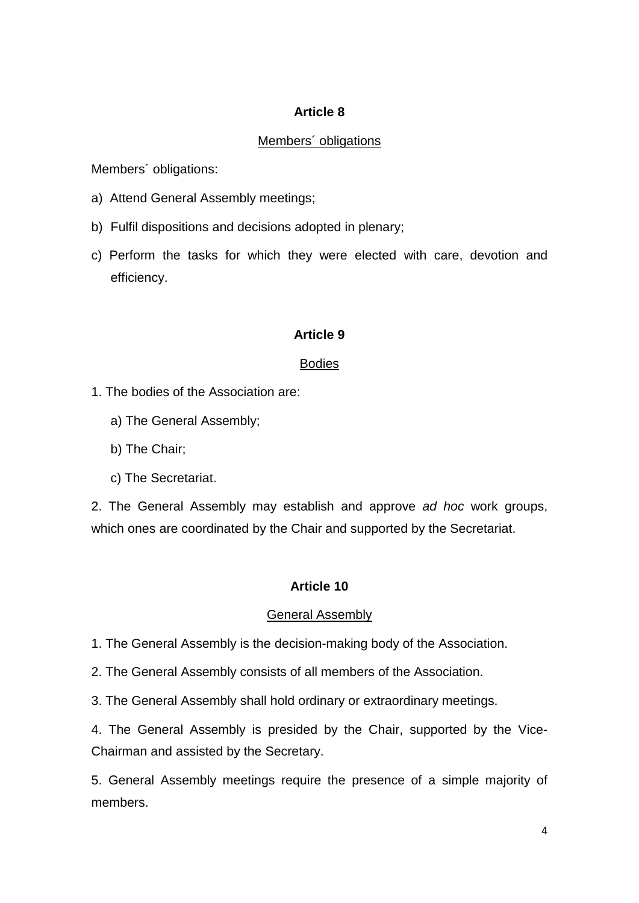**Article 8**

Members´ obligations

Members´ obligations:

a) Attend General Assembly meetings;

b) Fulfil dispositions and decisions adopted in plenary;

c) Perform the tasks for which they were elected with care, devotion and efficiency.

**Article 9**

Bodies

1. The bodies of the Association are:

    a) The General Assembly;

    b) The Chair;

    c) The Secretariat.

2. The General Assembly may establish and approve *ad hoc* work groups, which ones are coordinated by the Chair and supported by the Secretariat.

**Article 10**

General Assembly

1. The General Assembly is the decision-making body of the Association.

2. The General Assembly consists of all members of the Association.

3. The General Assembly shall hold ordinary or extraordinary meetings.

4. The General Assembly is presided by the Chair, supported by the Vice-Chairman and assisted by the Secretary.

5. General Assembly meetings require the presence of a simple majority of members.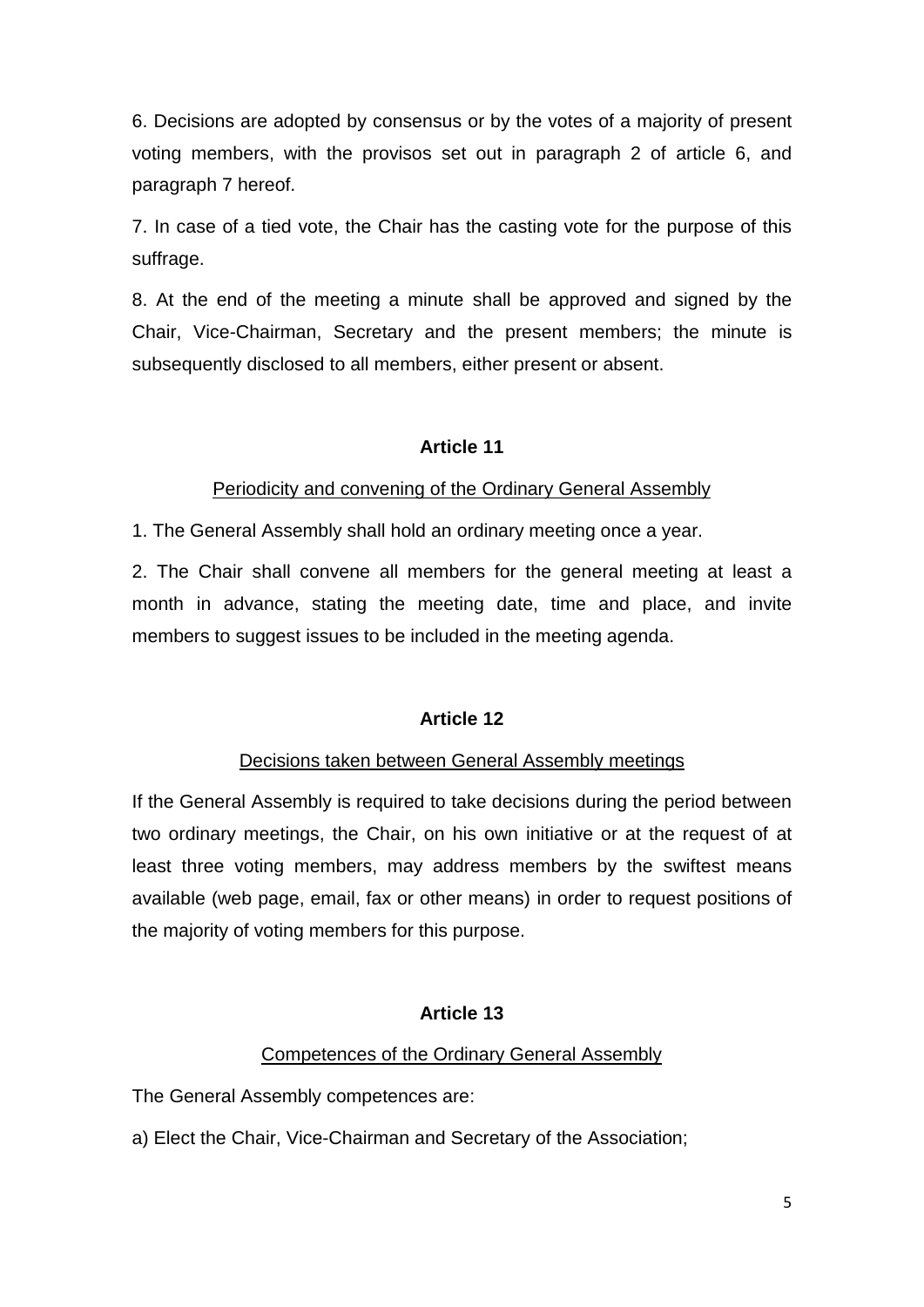6. Decisions are adopted by consensus or by the votes of a majority of present voting members, with the provisos set out in paragraph 2 of article 6, and paragraph 7 hereof.

7. In case of a tied vote, the Chair has the casting vote for the purpose of this suffrage.

8. At the end of the meeting a minute shall be approved and signed by the Chair, Vice-Chairman, Secretary and the present members; the minute is subsequently disclosed to all members, either present or absent.

**Article 11**

Periodicity and convening of the Ordinary General Assembly

1. The General Assembly shall hold an ordinary meeting once a year.

2. The Chair shall convene all members for the general meeting at least a month in advance, stating the meeting date, time and place, and invite members to suggest issues to be included in the meeting agenda.

**Article 12**

Decisions taken between General Assembly meetings

If the General Assembly is required to take decisions during the period between two ordinary meetings, the Chair, on his own initiative or at the request of at least three voting members, may address members by the swiftest means available (web page, email, fax or other means) in order to request positions of the majority of voting members for this purpose.

**Article 13**

Competences of the Ordinary General Assembly

The General Assembly competences are:

a) Elect the Chair, Vice-Chairman and Secretary of the Association;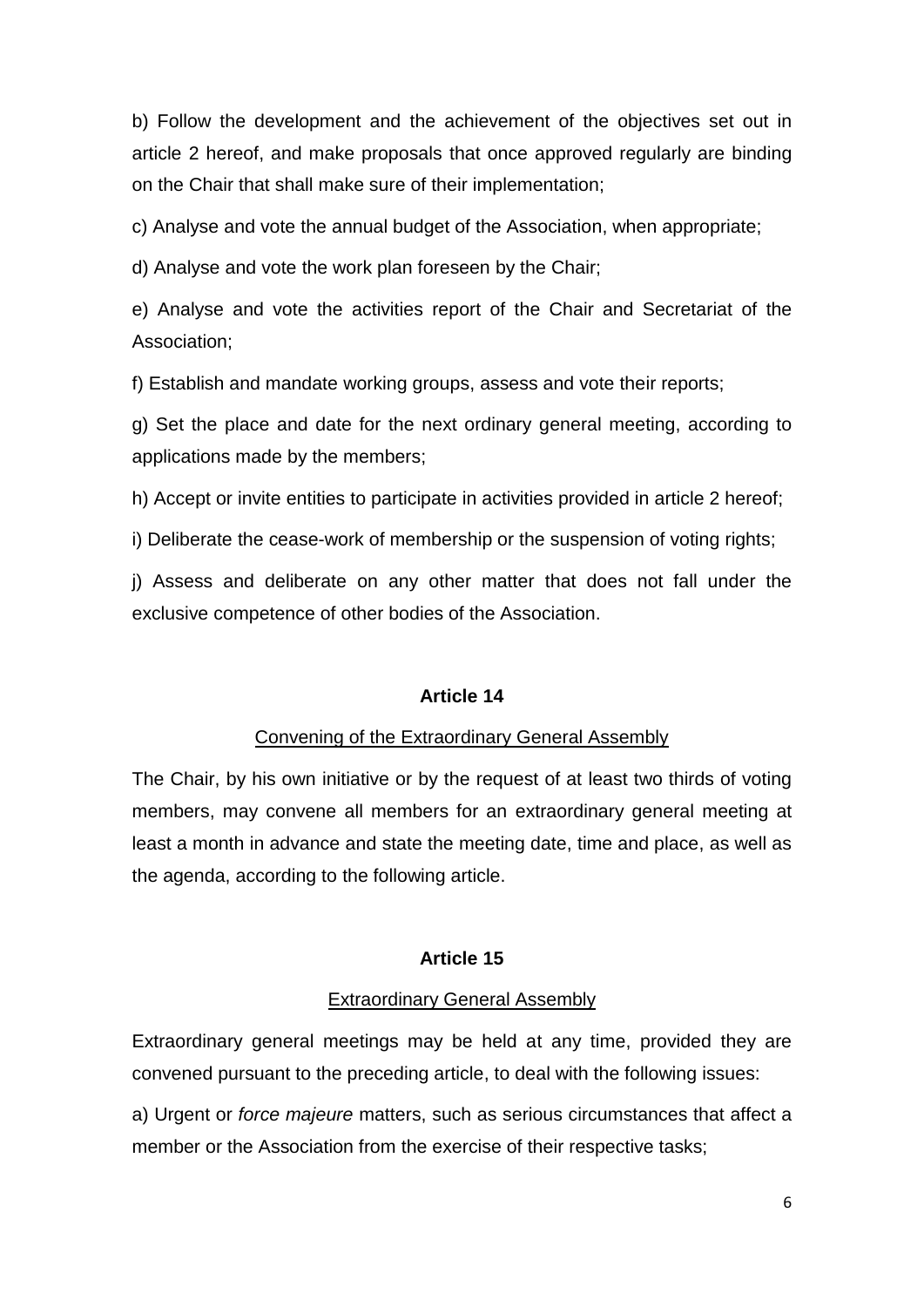b) Follow the development and the achievement of the objectives set out in article 2 hereof, and make proposals that once approved regularly are binding on the Chair that shall make sure of their implementation;

c) Analyse and vote the annual budget of the Association, when appropriate;

d) Analyse and vote the work plan foreseen by the Chair;

e) Analyse and vote the activities report of the Chair and Secretariat of the Association;

f) Establish and mandate working groups, assess and vote their reports;

g) Set the place and date for the next ordinary general meeting, according to applications made by the members;

h) Accept or invite entities to participate in activities provided in article 2 hereof;

i) Deliberate the cease-work of membership or the suspension of voting rights;

j) Assess and deliberate on any other matter that does not fall under the exclusive competence of other bodies of the Association.

**Article 14**

Convening of the Extraordinary General Assembly

The Chair, by his own initiative or by the request of at least two thirds of voting members, may convene all members for an extraordinary general meeting at least a month in advance and state the meeting date, time and place, as well as the agenda, according to the following article.

**Article 15**

Extraordinary General Assembly

Extraordinary general meetings may be held at any time, provided they are convened pursuant to the preceding article, to deal with the following issues:

a) Urgent or *force majeure* matters, such as serious circumstances that affect a member or the Association from the exercise of their respective tasks;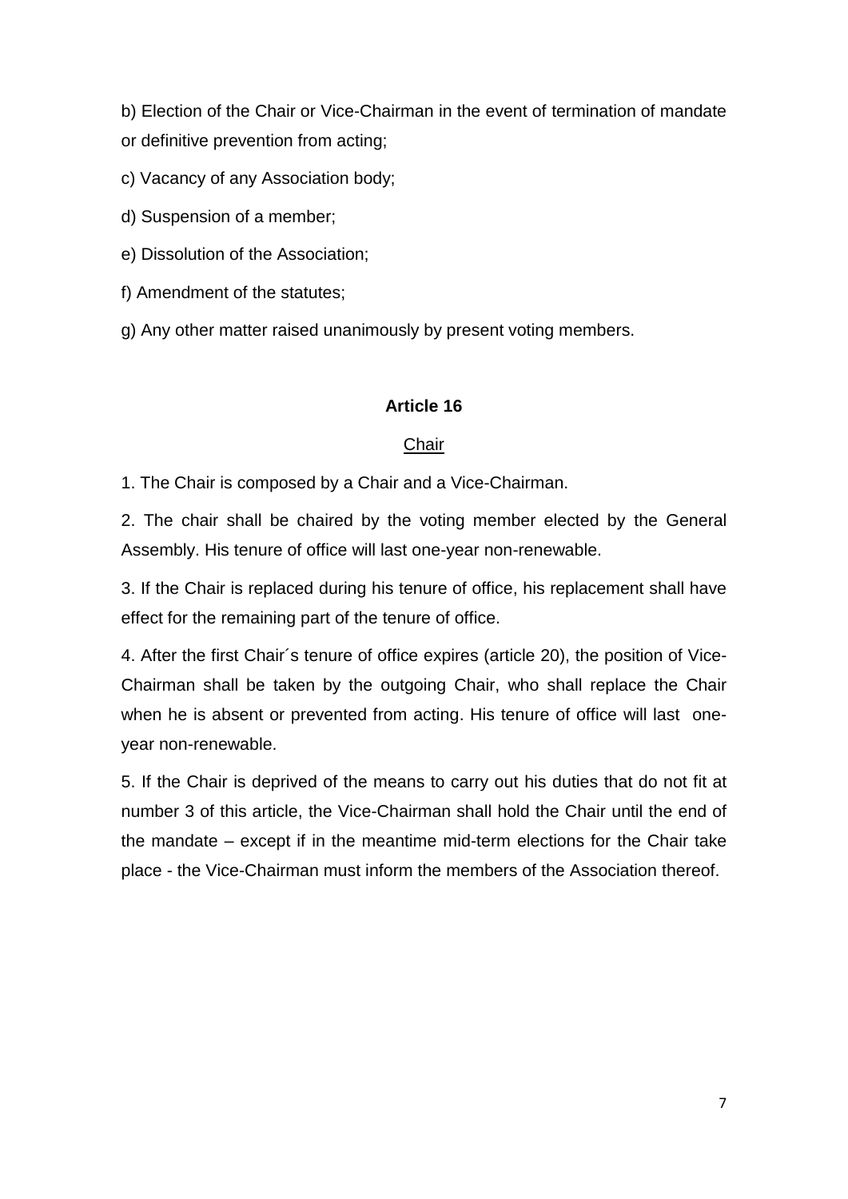b) Election of the Chair or Vice-Chairman in the event of termination of mandate or definitive prevention from acting;

c) Vacancy of any Association body;

d) Suspension of a member;

e) Dissolution of the Association;

f) Amendment of the statutes;

g) Any other matter raised unanimously by present voting members.

## Article 16

### Chair

1. The Chair is composed by a Chair and a Vice-Chairman.

2. The chair shall be chaired by the voting member elected by the General Assembly. His tenure of office will last one-year non-renewable.

3. If the Chair is replaced during his tenure of office, his replacement shall have effect for the remaining part of the tenure of office.

4. After the first Chair´s tenure of office expires (article 20), the position of Vice-Chairman shall be taken by the outgoing Chair, who shall replace the Chair when he is absent or prevented from acting. His tenure of office will last one-year non-renewable.

5. If the Chair is deprived of the means to carry out his duties that do not fit at number 3 of this article, the Vice-Chairman shall hold the Chair until the end of the mandate – except if in the meantime mid-term elections for the Chair take place - the Vice-Chairman must inform the members of the Association thereof.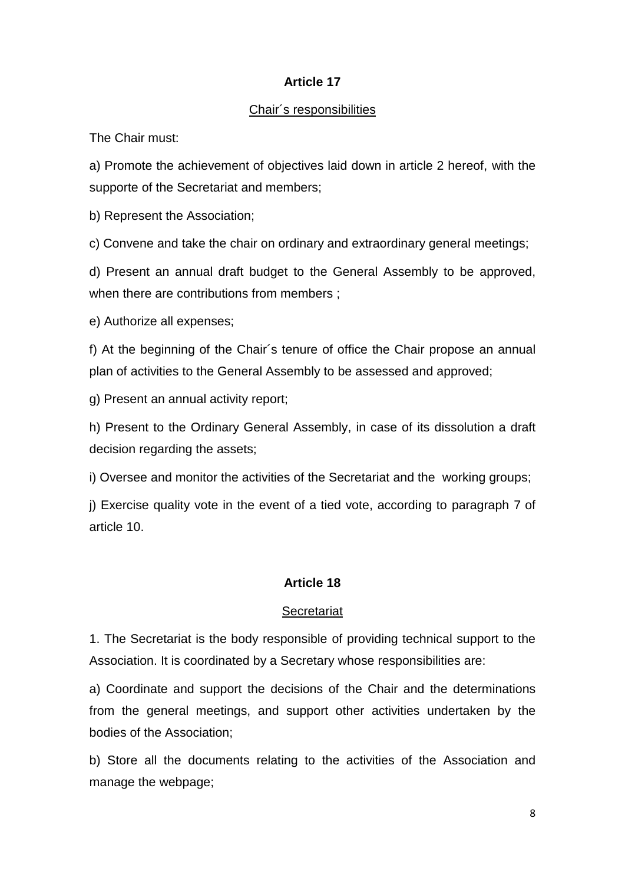## Article 17

Chair´s responsibilities

The Chair must:

a) Promote the achievement of objectives laid down in article 2 hereof, with the supporte of the Secretariat and members;

b) Represent the Association;

c) Convene and take the chair on ordinary and extraordinary general meetings;

d) Present an annual draft budget to the General Assembly to be approved, when there are contributions from members ;

e) Authorize all expenses;

f) At the beginning of the Chair´s tenure of office the Chair propose an annual plan of activities to the General Assembly to be assessed and approved;

g) Present an annual activity report;

h) Present to the Ordinary General Assembly, in case of its dissolution a draft decision regarding the assets;

i) Oversee and monitor the activities of the Secretariat and the working groups;

j) Exercise quality vote in the event of a tied vote, according to paragraph 7 of article 10.

## Article 18

Secretariat

1. The Secretariat is the body responsible of providing technical support to the Association. It is coordinated by a Secretary whose responsibilities are:

a) Coordinate and support the decisions of the Chair and the determinations from the general meetings, and support other activities undertaken by the bodies of the Association;

b) Store all the documents relating to the activities of the Association and manage the webpage;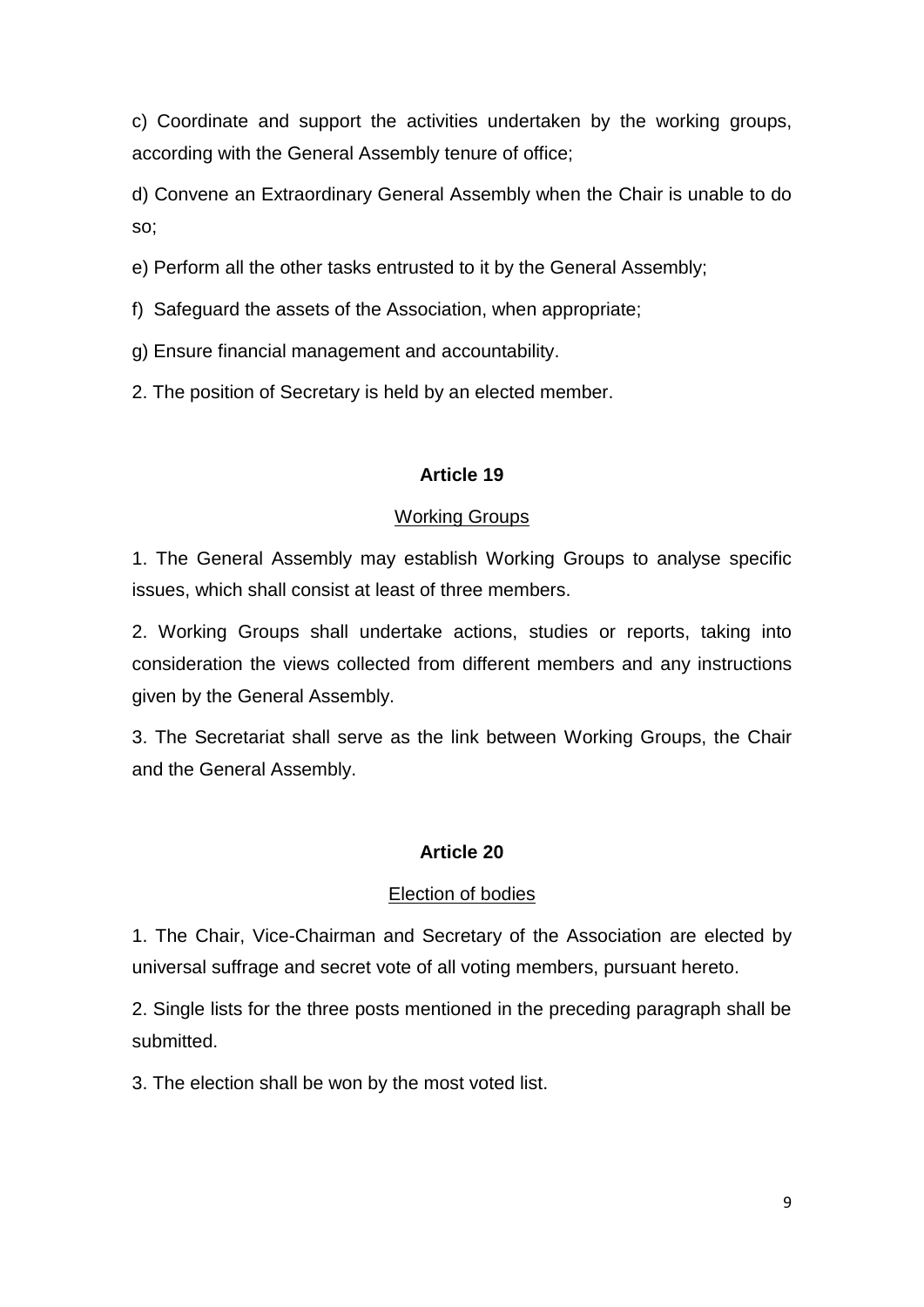c) Coordinate and support the activities undertaken by the working groups, according with the General Assembly tenure of office;

d) Convene an Extraordinary General Assembly when the Chair is unable to do so;

e) Perform all the other tasks entrusted to it by the General Assembly;

f) Safeguard the assets of the Association, when appropriate;

g) Ensure financial management and accountability.

2. The position of Secretary is held by an elected member.

**Article 19**

<u>Working Groups</u>

1. The General Assembly may establish Working Groups to analyse specific issues, which shall consist at least of three members.

2. Working Groups shall undertake actions, studies or reports, taking into consideration the views collected from different members and any instructions given by the General Assembly.

3. The Secretariat shall serve as the link between Working Groups, the Chair and the General Assembly.

**Article 20**

<u>Election of bodies</u>

1. The Chair, Vice-Chairman and Secretary of the Association are elected by universal suffrage and secret vote of all voting members, pursuant hereto.

2. Single lists for the three posts mentioned in the preceding paragraph shall be submitted.

3. The election shall be won by the most voted list.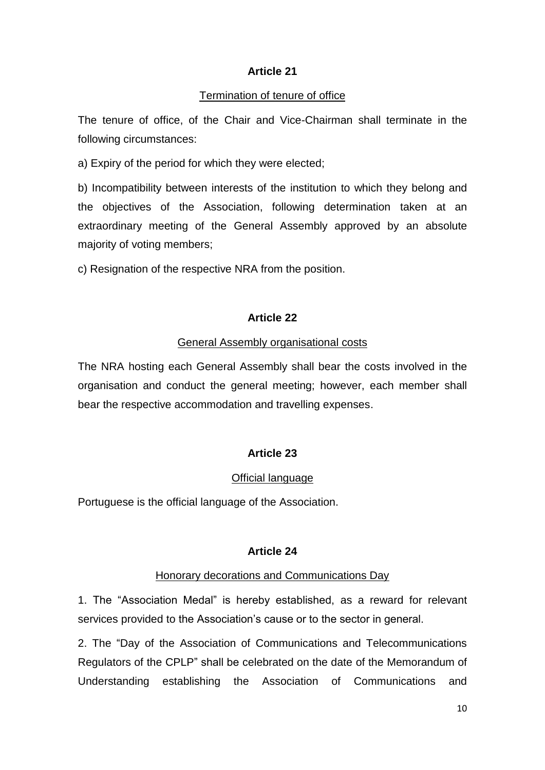## Article 21

Termination of tenure of office

The tenure of office, of the Chair and Vice-Chairman shall terminate in the following circumstances:

a) Expiry of the period for which they were elected;

b) Incompatibility between interests of the institution to which they belong and the objectives of the Association, following determination taken at an extraordinary meeting of the General Assembly approved by an absolute majority of voting members;

c) Resignation of the respective NRA from the position.

## Article 22

General Assembly organisational costs

The NRA hosting each General Assembly shall bear the costs involved in the organisation and conduct the general meeting; however, each member shall bear the respective accommodation and travelling expenses.

## Article 23

Official language

Portuguese is the official language of the Association.

## Article 24

Honorary decorations and Communications Day

1. The "Association Medal" is hereby established, as a reward for relevant services provided to the Association's cause or to the sector in general.

2. The "Day of the Association of Communications and Telecommunications Regulators of the CPLP" shall be celebrated on the date of the Memorandum of Understanding establishing the Association of Communications and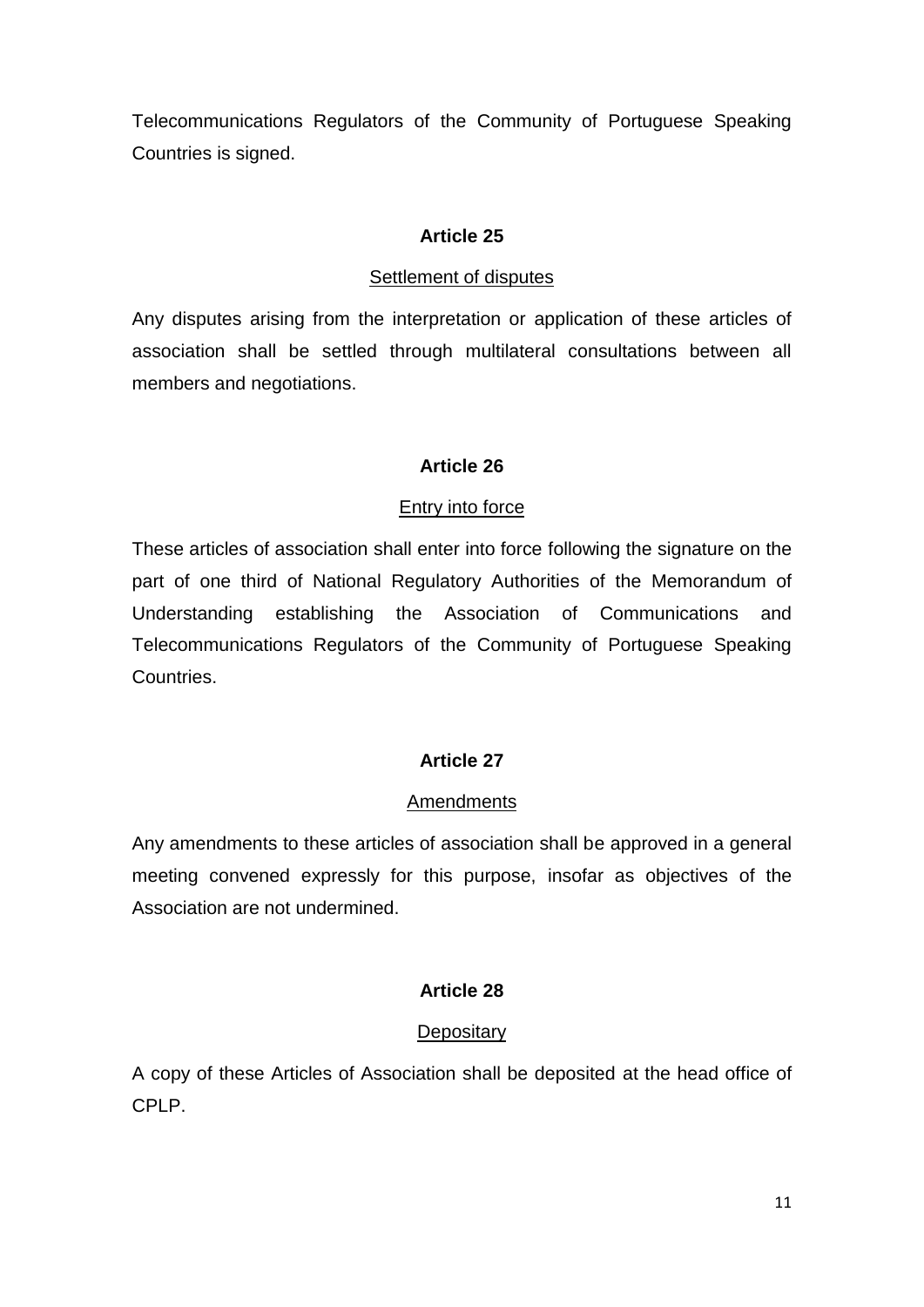Telecommunications Regulators of the Community of Portuguese Speaking Countries is signed.

**Article 25**

Settlement of disputes

Any disputes arising from the interpretation or application of these articles of association shall be settled through multilateral consultations between all members and negotiations.

**Article 26**

Entry into force

These articles of association shall enter into force following the signature on the part of one third of National Regulatory Authorities of the Memorandum of Understanding establishing the Association of Communications and Telecommunications Regulators of the Community of Portuguese Speaking Countries.

**Article 27**

Amendments

Any amendments to these articles of association shall be approved in a general meeting convened expressly for this purpose, insofar as objectives of the Association are not undermined.

**Article 28**

Depositary

A copy of these Articles of Association shall be deposited at the head office of CPLP.